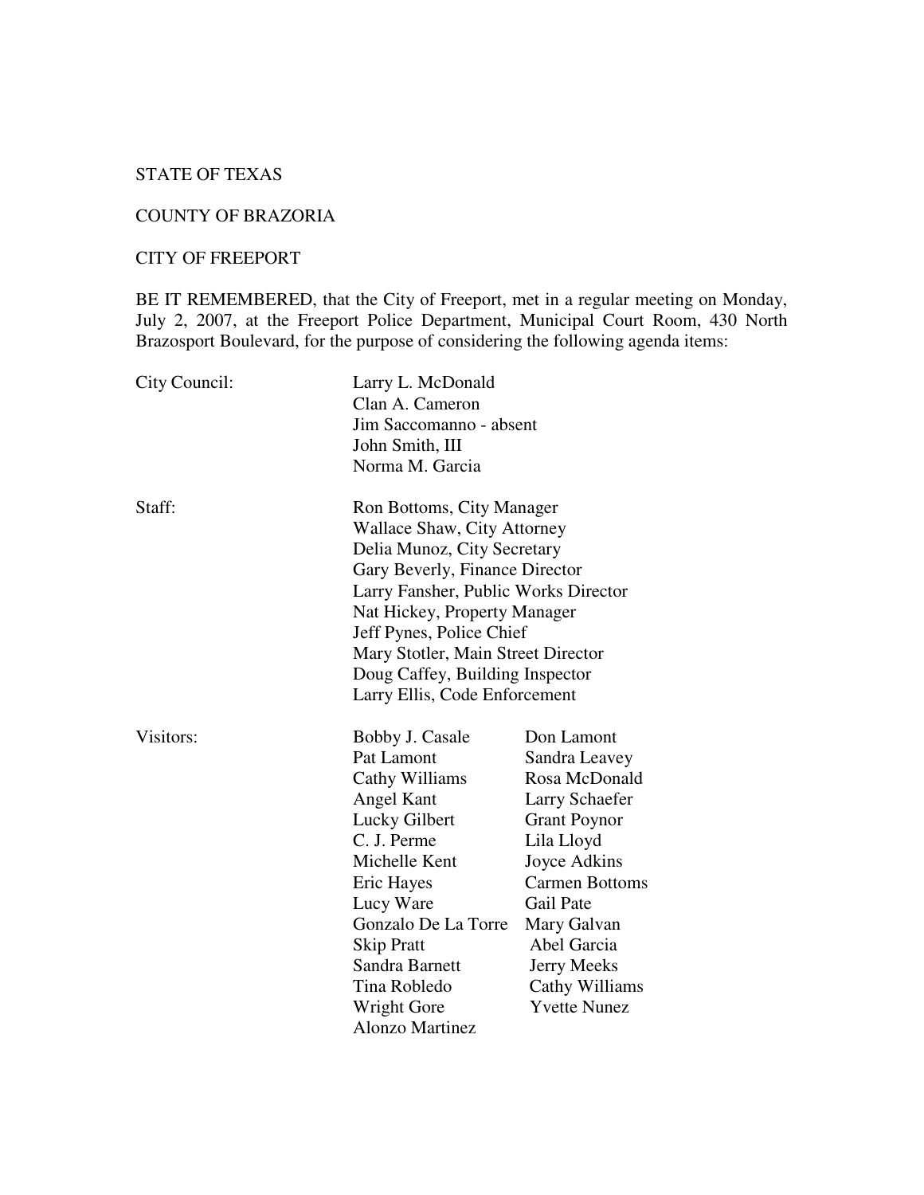STATE OF TEXAS

COUNTY OF BRAZORIA

CITY OF FREEPORT

BE IT REMEMBERED, that the City of Freeport, met in a regular meeting on Monday, July 2, 2007, at the Freeport Police Department, Municipal Court Room, 430 North Brazosport Boulevard, for the purpose of considering the following agenda items:

City Council:

- Larry L. McDonald
- Clan A. Cameron
- Jim Saccomanno - absent
- John Smith, III
- Norma M. Garcia

Staff:

- Ron Bottoms, City Manager
- Wallace Shaw, City Attorney
- Delia Munoz, City Secretary
- Gary Beverly, Finance Director
- Larry Fansher, Public Works Director
- Nat Hickey, Property Manager
- Jeff Pynes, Police Chief
- Mary Stotler, Main Street Director
- Doug Caffey, Building Inspector
- Larry Ellis, Code Enforcement

Visitors:

| | |
|---|---|
| Bobby J. Casale | Don Lamont |
| Pat Lamont | Sandra Leavey |
| Cathy Williams | Rosa McDonald |
| Angel Kant | Larry Schaefer |
| Lucky Gilbert | Grant Poynor |
| C. J. Perme | Lila Lloyd |
| Michelle Kent | Joyce Adkins |
| Eric Hayes | Carmen Bottoms |
| Lucy Ware | Gail Pate |
| Gonzalo De La Torre | Mary Galvan |
| Skip Pratt | Abel Garcia |
| Sandra Barnett | Jerry Meeks |
| Tina Robledo | Cathy Williams |
| Wright Gore | Yvette Nunez |
| Alonzo Martinez | |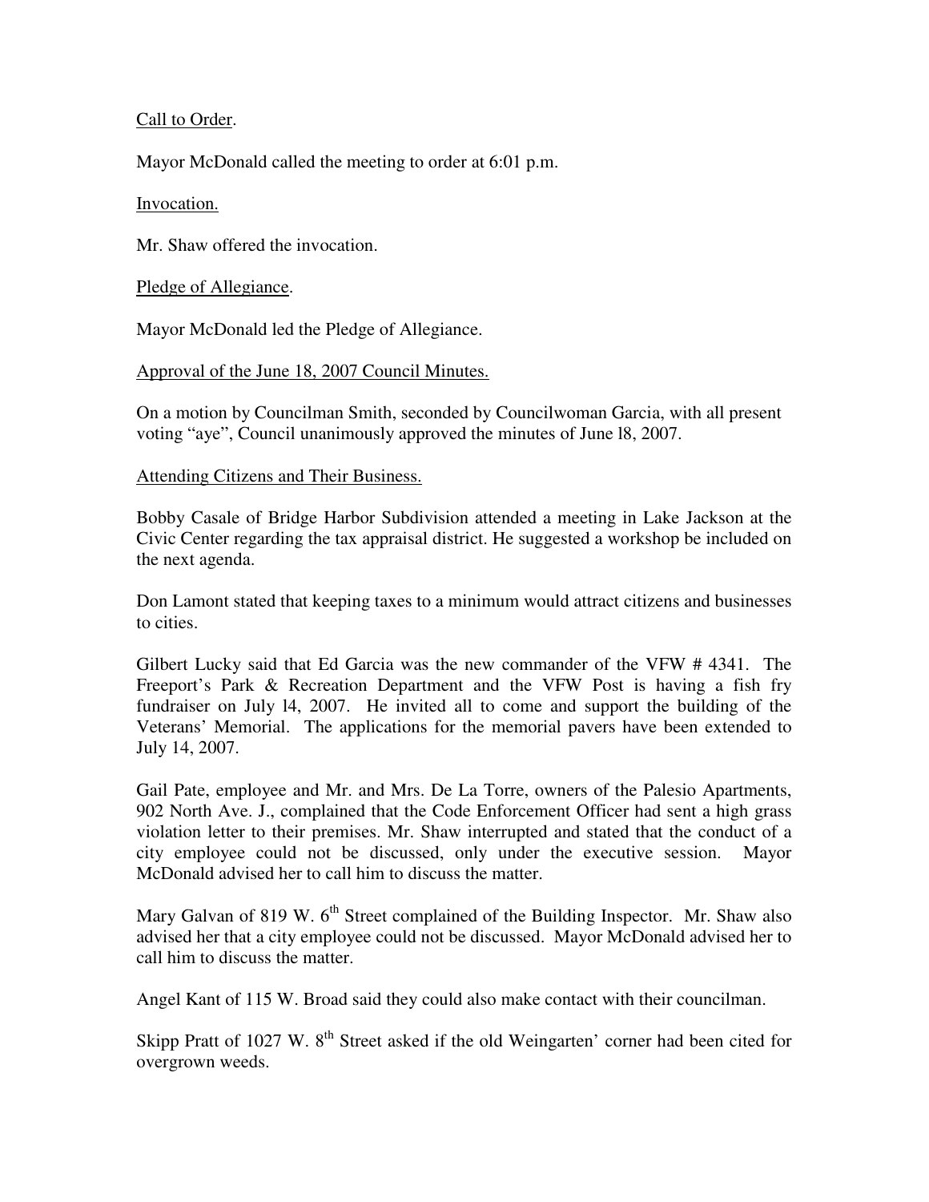Call to Order.

Mayor McDonald called the meeting to order at 6:01 p.m.

Invocation.

Mr. Shaw offered the invocation.

Pledge of Allegiance.

Mayor McDonald led the Pledge of Allegiance.

Approval of the June 18, 2007 Council Minutes.

On a motion by Councilman Smith, seconded by Councilwoman Garcia, with all present voting "aye", Council unanimously approved the minutes of June l8, 2007.

Attending Citizens and Their Business.

Bobby Casale of Bridge Harbor Subdivision attended a meeting in Lake Jackson at the Civic Center regarding the tax appraisal district. He suggested a workshop be included on the next agenda.

Don Lamont stated that keeping taxes to a minimum would attract citizens and businesses to cities.

Gilbert Lucky said that Ed Garcia was the new commander of the VFW # 4341. The Freeport's Park & Recreation Department and the VFW Post is having a fish fry fundraiser on July l4, 2007. He invited all to come and support the building of the Veterans' Memorial. The applications for the memorial pavers have been extended to July 14, 2007.

Gail Pate, employee and Mr. and Mrs. De La Torre, owners of the Palesio Apartments, 902 North Ave. J., complained that the Code Enforcement Officer had sent a high grass violation letter to their premises. Mr. Shaw interrupted and stated that the conduct of a city employee could not be discussed, only under the executive session. Mayor McDonald advised her to call him to discuss the matter.

Mary Galvan of 819 W. 6th Street complained of the Building Inspector. Mr. Shaw also advised her that a city employee could not be discussed. Mayor McDonald advised her to call him to discuss the matter.

Angel Kant of 115 W. Broad said they could also make contact with their councilman.

Skipp Pratt of 1027 W. 8th Street asked if the old Weingarten' corner had been cited for overgrown weeds.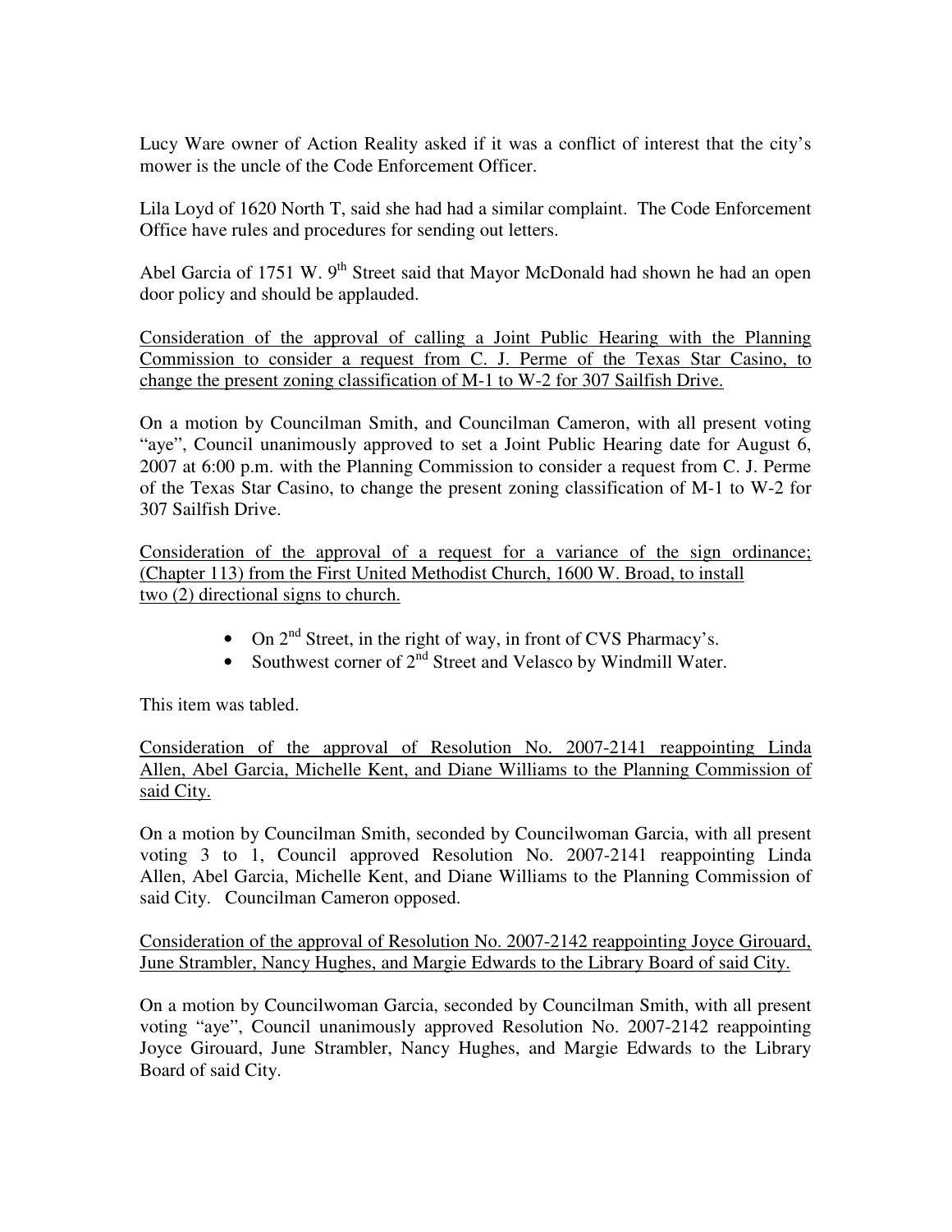Lucy Ware owner of Action Reality asked if it was a conflict of interest that the city's mower is the uncle of the Code Enforcement Officer.

Lila Loyd of 1620 North T, said she had had a similar complaint. The Code Enforcement Office have rules and procedures for sending out letters.

Abel Garcia of 1751 W. 9th Street said that Mayor McDonald had shown he had an open door policy and should be applauded.

Consideration of the approval of calling a Joint Public Hearing with the Planning Commission to consider a request from C. J. Perme of the Texas Star Casino, to change the present zoning classification of M-1 to W-2 for 307 Sailfish Drive.

On a motion by Councilman Smith, and Councilman Cameron, with all present voting "aye", Council unanimously approved to set a Joint Public Hearing date for August 6, 2007 at 6:00 p.m. with the Planning Commission to consider a request from C. J. Perme of the Texas Star Casino, to change the present zoning classification of M-1 to W-2 for 307 Sailfish Drive.

Consideration of the approval of a request for a variance of the sign ordinance; (Chapter 113) from the First United Methodist Church, 1600 W. Broad, to install two (2) directional signs to church.

- On 2nd Street, in the right of way, in front of CVS Pharmacy's.
- Southwest corner of 2nd Street and Velasco by Windmill Water.

This item was tabled.

Consideration of the approval of Resolution No. 2007-2141 reappointing Linda Allen, Abel Garcia, Michelle Kent, and Diane Williams to the Planning Commission of said City.

On a motion by Councilman Smith, seconded by Councilwoman Garcia, with all present voting 3 to 1, Council approved Resolution No. 2007-2141 reappointing Linda Allen, Abel Garcia, Michelle Kent, and Diane Williams to the Planning Commission of said City. Councilman Cameron opposed.

Consideration of the approval of Resolution No. 2007-2142 reappointing Joyce Girouard, June Strambler, Nancy Hughes, and Margie Edwards to the Library Board of said City.

On a motion by Councilwoman Garcia, seconded by Councilman Smith, with all present voting "aye", Council unanimously approved Resolution No. 2007-2142 reappointing Joyce Girouard, June Strambler, Nancy Hughes, and Margie Edwards to the Library Board of said City.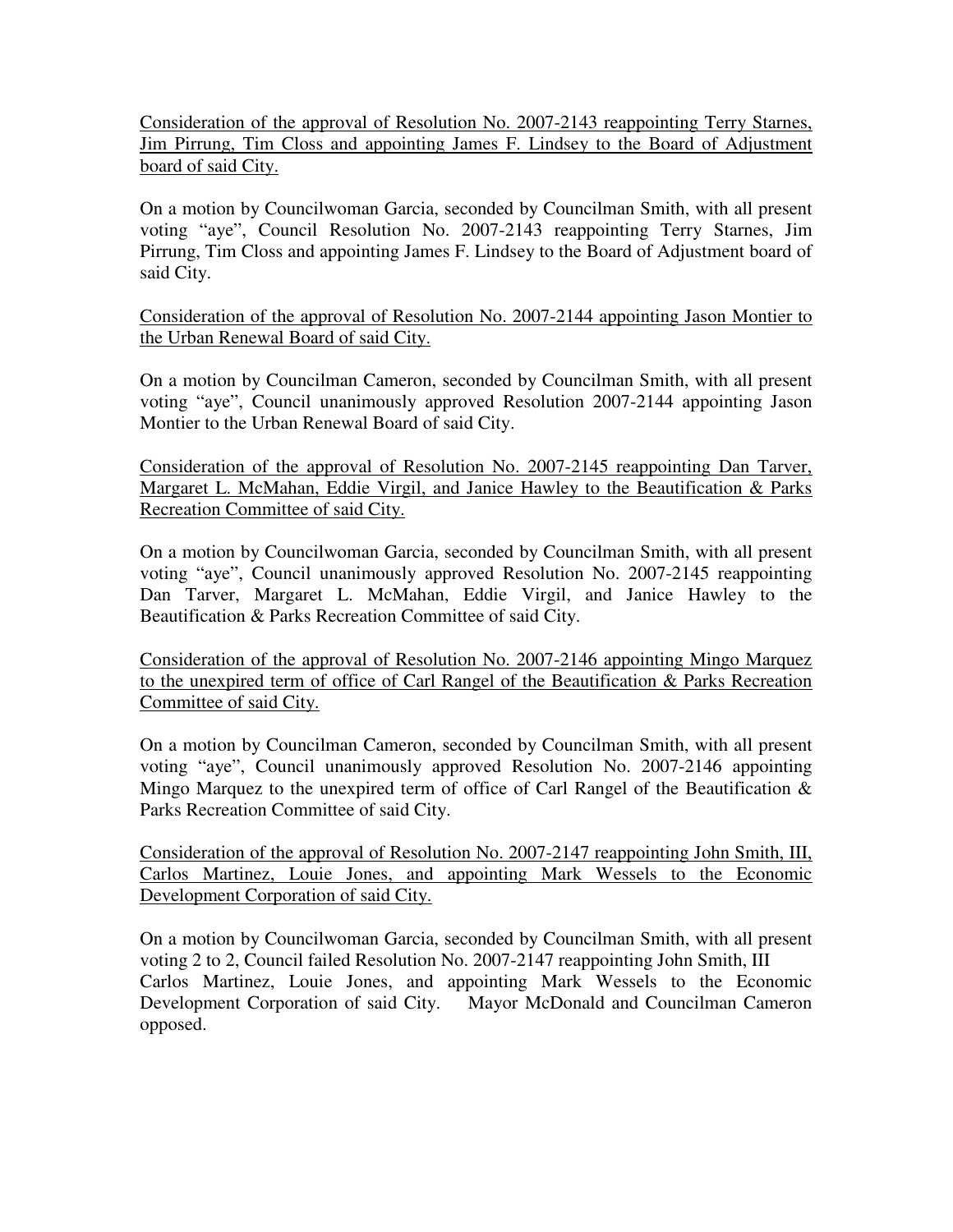<u>Consideration of the approval of Resolution No. 2007-2143 reappointing Terry Starnes, Jim Pirrung, Tim Closs and appointing James F. Lindsey to the Board of Adjustment board of said City.</u>

On a motion by Councilwoman Garcia, seconded by Councilman Smith, with all present voting "aye", Council Resolution No. 2007-2143 reappointing Terry Starnes, Jim Pirrung, Tim Closs and appointing James F. Lindsey to the Board of Adjustment board of said City.

<u>Consideration of the approval of Resolution No. 2007-2144 appointing Jason Montier to the Urban Renewal Board of said City.</u>

On a motion by Councilman Cameron, seconded by Councilman Smith, with all present voting "aye", Council unanimously approved Resolution 2007-2144 appointing Jason Montier to the Urban Renewal Board of said City.

<u>Consideration of the approval of Resolution No. 2007-2145 reappointing Dan Tarver, Margaret L. McMahan, Eddie Virgil, and Janice Hawley to the Beautification & Parks Recreation Committee of said City.</u>

On a motion by Councilwoman Garcia, seconded by Councilman Smith, with all present voting "aye", Council unanimously approved Resolution No. 2007-2145 reappointing Dan Tarver, Margaret L. McMahan, Eddie Virgil, and Janice Hawley to the Beautification & Parks Recreation Committee of said City.

<u>Consideration of the approval of Resolution No. 2007-2146 appointing Mingo Marquez to the unexpired term of office of Carl Rangel of the Beautification & Parks Recreation Committee of said City.</u>

On a motion by Councilman Cameron, seconded by Councilman Smith, with all present voting "aye", Council unanimously approved Resolution No. 2007-2146 appointing Mingo Marquez to the unexpired term of office of Carl Rangel of the Beautification & Parks Recreation Committee of said City.

<u>Consideration of the approval of Resolution No. 2007-2147 reappointing John Smith, III, Carlos Martinez, Louie Jones, and appointing Mark Wessels to the Economic Development Corporation of said City.</u>

On a motion by Councilwoman Garcia, seconded by Councilman Smith, with all present voting 2 to 2, Council failed Resolution No. 2007-2147 reappointing John Smith, III Carlos Martinez, Louie Jones, and appointing Mark Wessels to the Economic Development Corporation of said City. Mayor McDonald and Councilman Cameron opposed.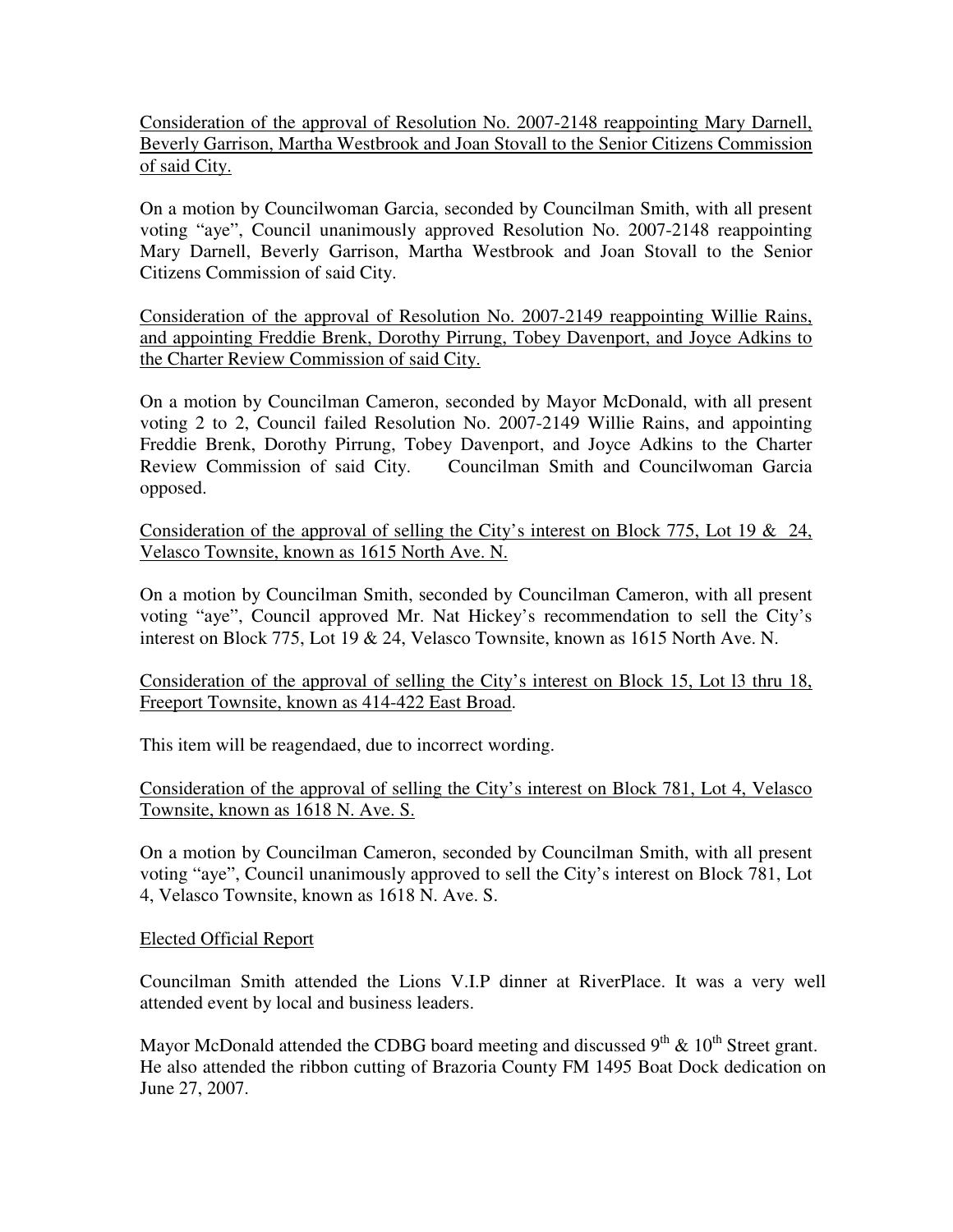Consideration of the approval of Resolution No. 2007-2148 reappointing Mary Darnell, Beverly Garrison, Martha Westbrook and Joan Stovall to the Senior Citizens Commission of said City.

On a motion by Councilwoman Garcia, seconded by Councilman Smith, with all present voting "aye", Council unanimously approved Resolution No. 2007-2148 reappointing Mary Darnell, Beverly Garrison, Martha Westbrook and Joan Stovall to the Senior Citizens Commission of said City.

Consideration of the approval of Resolution No. 2007-2149 reappointing Willie Rains, and appointing Freddie Brenk, Dorothy Pirrung, Tobey Davenport, and Joyce Adkins to the Charter Review Commission of said City.

On a motion by Councilman Cameron, seconded by Mayor McDonald, with all present voting 2 to 2, Council failed Resolution No. 2007-2149 Willie Rains, and appointing Freddie Brenk, Dorothy Pirrung, Tobey Davenport, and Joyce Adkins to the Charter Review Commission of said City. Councilman Smith and Councilwoman Garcia opposed.

Consideration of the approval of selling the City's interest on Block 775, Lot 19 & 24, Velasco Townsite, known as 1615 North Ave. N.

On a motion by Councilman Smith, seconded by Councilman Cameron, with all present voting "aye", Council approved Mr. Nat Hickey's recommendation to sell the City's interest on Block 775, Lot 19 & 24, Velasco Townsite, known as 1615 North Ave. N.

Consideration of the approval of selling the City's interest on Block 15, Lot l3 thru 18, Freeport Townsite, known as 414-422 East Broad.

This item will be reagendaed, due to incorrect wording.

Consideration of the approval of selling the City's interest on Block 781, Lot 4, Velasco Townsite, known as 1618 N. Ave. S.

On a motion by Councilman Cameron, seconded by Councilman Smith, with all present voting "aye", Council unanimously approved to sell the City's interest on Block 781, Lot 4, Velasco Townsite, known as 1618 N. Ave. S.

Elected Official Report

Councilman Smith attended the Lions V.I.P dinner at RiverPlace. It was a very well attended event by local and business leaders.

Mayor McDonald attended the CDBG board meeting and discussed 9th & 10th Street grant. He also attended the ribbon cutting of Brazoria County FM 1495 Boat Dock dedication on June 27, 2007.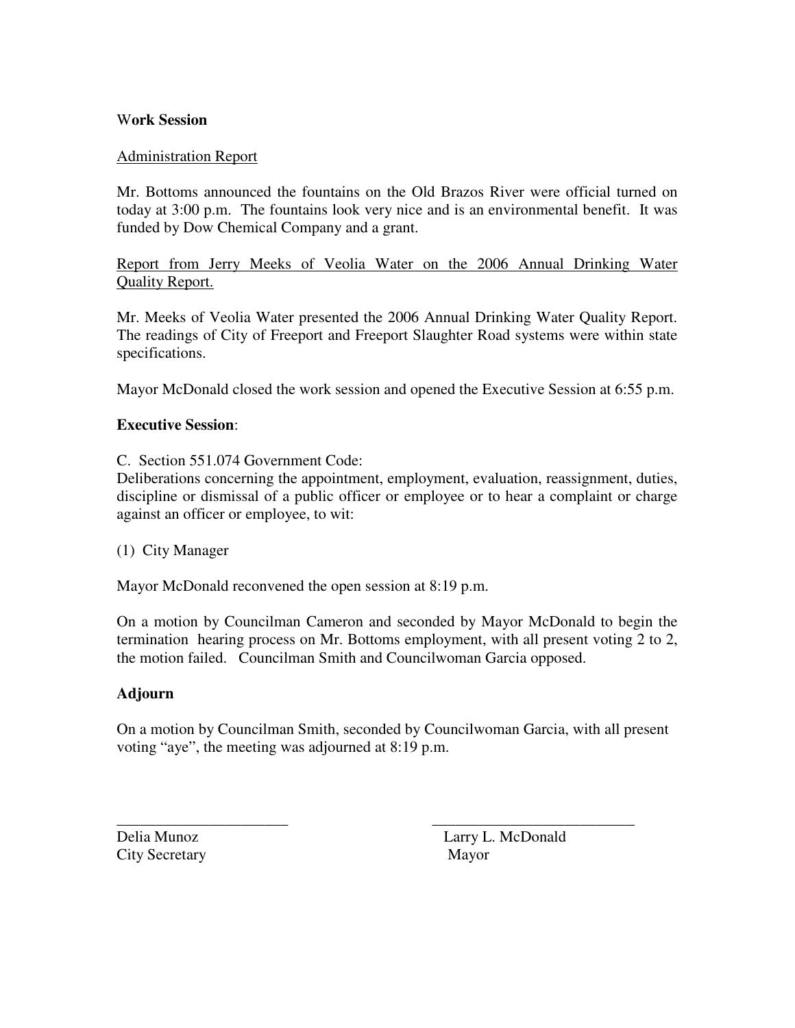**Work Session**

Administration Report

Mr. Bottoms announced the fountains on the Old Brazos River were official turned on today at 3:00 p.m. The fountains look very nice and is an environmental benefit. It was funded by Dow Chemical Company and a grant.

Report from Jerry Meeks of Veolia Water on the 2006 Annual Drinking Water Quality Report.

Mr. Meeks of Veolia Water presented the 2006 Annual Drinking Water Quality Report. The readings of City of Freeport and Freeport Slaughter Road systems were within state specifications.

Mayor McDonald closed the work session and opened the Executive Session at 6:55 p.m.

**Executive Session**:

C. Section 551.074 Government Code:
Deliberations concerning the appointment, employment, evaluation, reassignment, duties, discipline or dismissal of a public officer or employee or to hear a complaint or charge against an officer or employee, to wit:

(1) City Manager

Mayor McDonald reconvened the open session at 8:19 p.m.

On a motion by Councilman Cameron and seconded by Mayor McDonald to begin the termination hearing process on Mr. Bottoms employment, with all present voting 2 to 2, the motion failed. Councilman Smith and Councilwoman Garcia opposed.

**Adjourn**

On a motion by Councilman Smith, seconded by Councilwoman Garcia, with all present voting "aye", the meeting was adjourned at 8:19 p.m.

______________________ ___________________________

Delia Munoz
City Secretary

Larry L. McDonald
Mayor